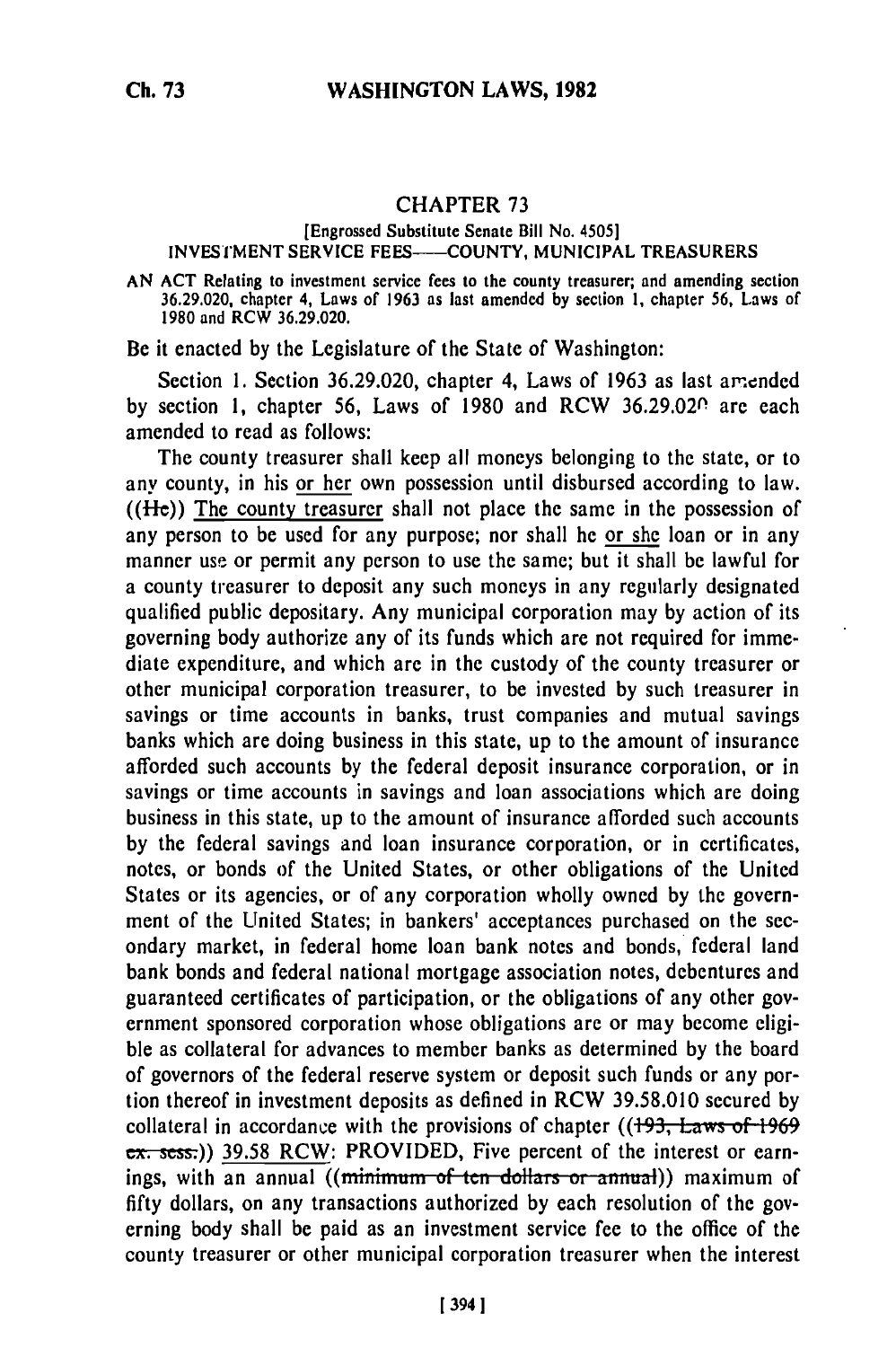## CHAPTER 73

[Engrossed Substitute Senate Bill No. 4505]

INVESTMENT SERVICE FEES——COUNTY, MUNICIPAL TREASURERS

AN ACT Relating to investment service fees to the county treasurer; and amending section 36.29.020, chapter 4, Laws of 1963 as last amended by section 1, chapter 56, Laws of 1980 and RCW 36.29.020.

Be it enacted by the Legislature of the State of Washington:

Section 1. Section 36.29.020, chapter 4, Laws of 1963 as last amended by section 1, chapter 56, Laws of 1980 and RCW 36.29.020 are each amended to read as follows:

The county treasurer shall keep all moneys belonging to the state, or to any county, in his or her own possession until disbursed according to law. ((He)) The county treasurer shall not place the same in the possession of any person to be used for any purpose; nor shall he or she loan or in any manner use or permit any person to use the same; but it shall be lawful for a county treasurer to deposit any such moneys in any regularly designated qualified public depositary. Any municipal corporation may by action of its governing body authorize any of its funds which are not required for immediate expenditure, and which are in the custody of the county treasurer or other municipal corporation treasurer, to be invested by such treasurer in savings or time accounts in banks, trust companies and mutual savings banks which are doing business in this state, up to the amount of insurance afforded such accounts by the federal deposit insurance corporation, or in savings or time accounts in savings and loan associations which are doing business in this state, up to the amount of insurance afforded such accounts by the federal savings and loan insurance corporation, or in certificates, notes, or bonds of the United States, or other obligations of the United States or its agencies, or of any corporation wholly owned by the government of the United States; in bankers' acceptances purchased on the secondary market, in federal home loan bank notes and bonds, federal land bank bonds and federal national mortgage association notes, debentures and guaranteed certificates of participation, or the obligations of any other government sponsored corporation whose obligations are or may become eligible as collateral for advances to member banks as determined by the board of governors of the federal reserve system or deposit such funds or any portion thereof in investment deposits as defined in RCW 39.58.010 secured by collateral in accordance with the provisions of chapter ((~~193, Laws of 1969 ex. sess.~~)) 39.58 RCW: PROVIDED, Five percent of the interest or earnings, with an annual ((~~minimum of ten dollars or annual~~)) maximum of fifty dollars, on any transactions authorized by each resolution of the governing body shall be paid as an investment service fee to the office of the county treasurer or other municipal corporation treasurer when the interest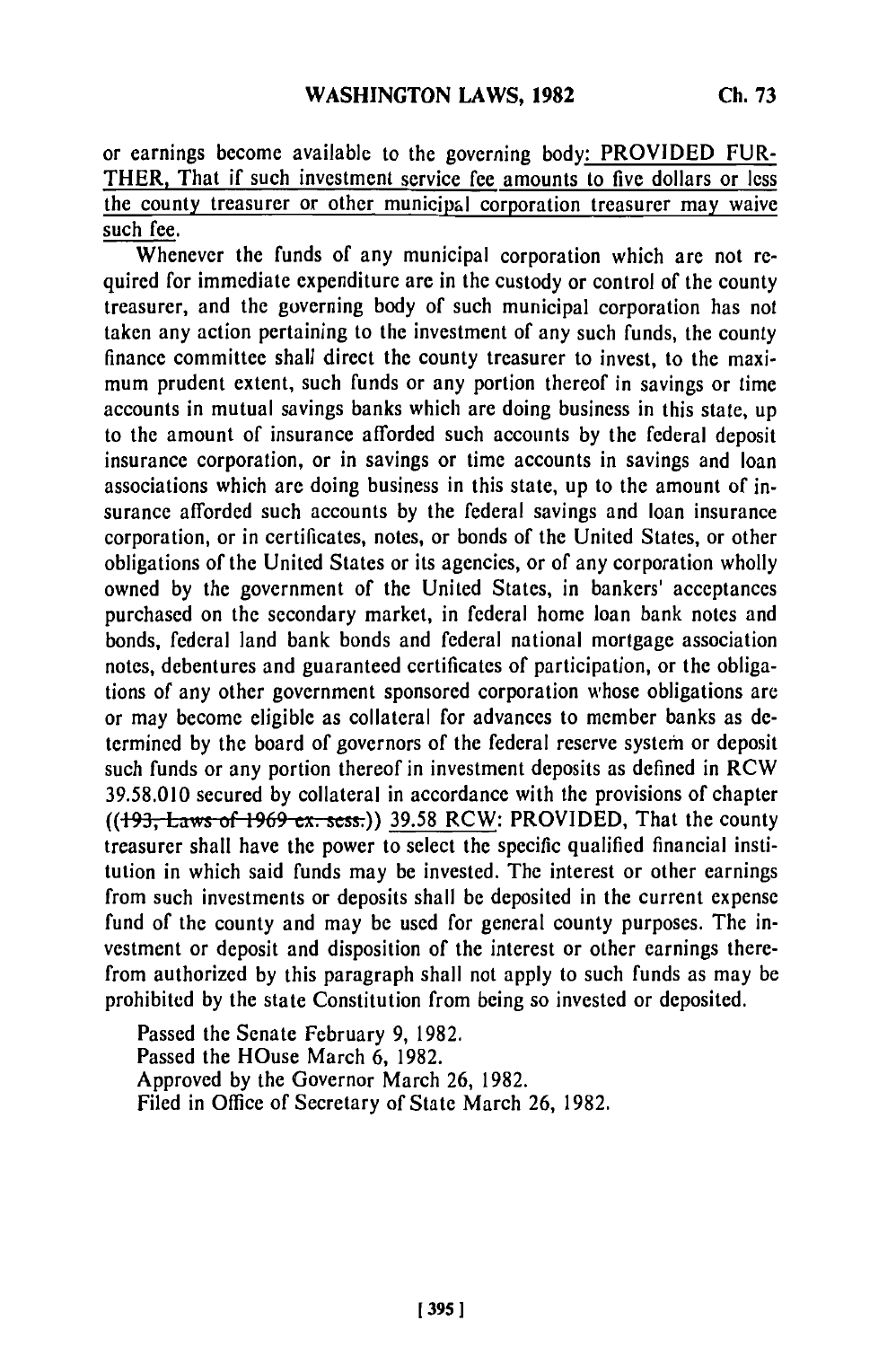or earnings become available to the governing body: PROVIDED FURTHER, That if such investment service fee amounts to five dollars or less the county treasurer or other municipal corporation treasurer may waive such fee.

Whenever the funds of any municipal corporation which are not required for immediate expenditure are in the custody or control of the county treasurer, and the governing body of such municipal corporation has not taken any action pertaining to the investment of any such funds, the county finance committee shall direct the county treasurer to invest, to the maximum prudent extent, such funds or any portion thereof in savings or time accounts in mutual savings banks which are doing business in this state, up to the amount of insurance afforded such accounts by the federal deposit insurance corporation, or in savings or time accounts in savings and loan associations which are doing business in this state, up to the amount of insurance afforded such accounts by the federal savings and loan insurance corporation, or in certificates, notes, or bonds of the United States, or other obligations of the United States or its agencies, or of any corporation wholly owned by the government of the United States, in bankers' acceptances purchased on the secondary market, in federal home loan bank notes and bonds, federal land bank bonds and federal national mortgage association notes, debentures and guaranteed certificates of participation, or the obligations of any other government sponsored corporation whose obligations are or may become eligible as collateral for advances to member banks as determined by the board of governors of the federal reserve system or deposit such funds or any portion thereof in investment deposits as defined in RCW 39.58.010 secured by collateral in accordance with the provisions of chapter ((~~193, Laws of 1969 ex. sess.~~)) 39.58 RCW: PROVIDED, That the county treasurer shall have the power to select the specific qualified financial institution in which said funds may be invested. The interest or other earnings from such investments or deposits shall be deposited in the current expense fund of the county and may be used for general county purposes. The investment or deposit and disposition of the interest or other earnings therefrom authorized by this paragraph shall not apply to such funds as may be prohibited by the state Constitution from being so invested or deposited.

Passed the Senate February 9, 1982.
Passed the HOuse March 6, 1982.
Approved by the Governor March 26, 1982.
Filed in Office of Secretary of State March 26, 1982.